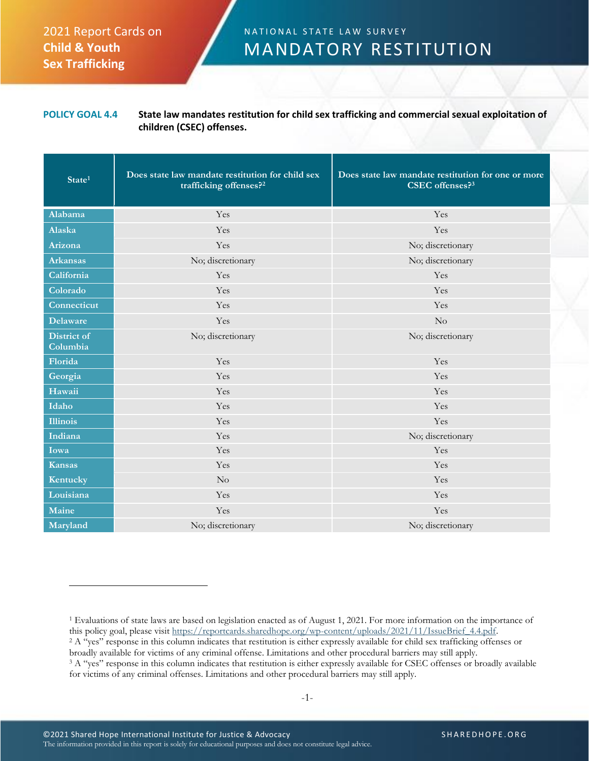2021 Report Cards on **Child & Youth Sex Trafficking**

# NATIONAL STATE LAW SURVEY
# MANDATORY RESTITUTION

**POLICY GOAL 4.4** **State law mandates restitution for child sex trafficking and commercial sexual exploitation of children (CSEC) offenses.**

| State[1] | Does state law mandate restitution for child sex trafficking offenses?[2] | Does state law mandate restitution for one or more CSEC offenses?[3] |
|---|---|---|
| Alabama | Yes | Yes |
| Alaska | Yes | Yes |
| Arizona | Yes | No; discretionary |
| Arkansas | No; discretionary | No; discretionary |
| California | Yes | Yes |
| Colorado | Yes | Yes |
| Connecticut | Yes | Yes |
| Delaware | Yes | No |
| District of Columbia | No; discretionary | No; discretionary |
| Florida | Yes | Yes |
| Georgia | Yes | Yes |
| Hawaii | Yes | Yes |
| Idaho | Yes | Yes |
| Illinois | Yes | Yes |
| Indiana | Yes | No; discretionary |
| Iowa | Yes | Yes |
| Kansas | Yes | Yes |
| Kentucky | No | Yes |
| Louisiana | Yes | Yes |
| Maine | Yes | Yes |
| Maryland | No; discretionary | No; discretionary |

[1] Evaluations of state laws are based on legislation enacted as of August 1, 2021. For more information on the importance of this policy goal, please visit https://reportcards.sharedhope.org/wp-content/uploads/2021/11/IssueBrief_4.4.pdf.

[2] A "yes" response in this column indicates that restitution is either expressly available for child sex trafficking offenses or broadly available for victims of any criminal offense. Limitations and other procedural barriers may still apply.

[3] A "yes" response in this column indicates that restitution is either expressly available for CSEC offenses or broadly available for victims of any criminal offenses. Limitations and other procedural barriers may still apply.

©2021 Shared Hope International Institute for Justice & Advocacy
The information provided in this report is solely for educational purposes and does not constitute legal advice.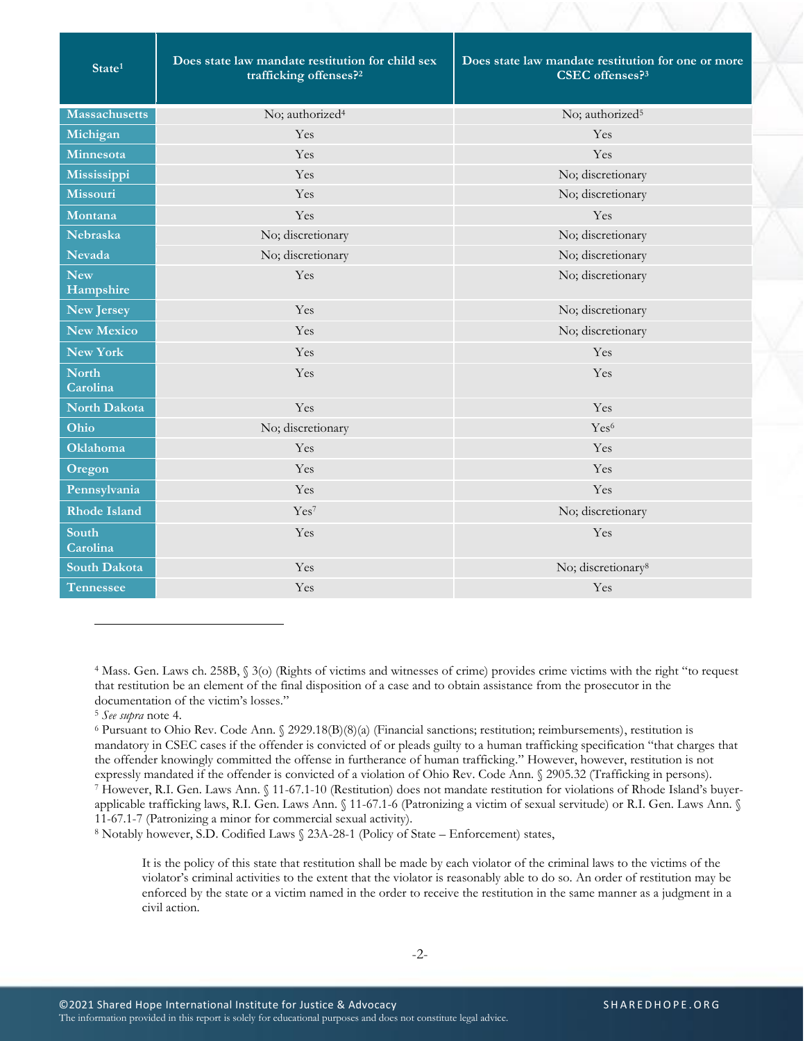| State[1] | Does state law mandate restitution for child sex trafficking offenses?[2] | Does state law mandate restitution for one or more CSEC offenses?[3] |
|---|---|---|
| Massachusetts | No; authorized[4] | No; authorized[5] |
| Michigan | Yes | Yes |
| Minnesota | Yes | Yes |
| Mississippi | Yes | No; discretionary |
| Missouri | Yes | No; discretionary |
| Montana | Yes | Yes |
| Nebraska | No; discretionary | No; discretionary |
| Nevada | No; discretionary | No; discretionary |
| New Hampshire | Yes | No; discretionary |
| New Jersey | Yes | No; discretionary |
| New Mexico | Yes | No; discretionary |
| New York | Yes | Yes |
| North Carolina | Yes | Yes |
| North Dakota | Yes | Yes |
| Ohio | No; discretionary | Yes[6] |
| Oklahoma | Yes | Yes |
| Oregon | Yes | Yes |
| Pennsylvania | Yes | Yes |
| Rhode Island | Yes[7] | No; discretionary |
| South Carolina | Yes | Yes |
| South Dakota | Yes | No; discretionary[8] |
| Tennessee | Yes | Yes |

[4] Mass. Gen. Laws ch. 258B, § 3(o) (Rights of victims and witnesses of crime) provides crime victims with the right "to request that restitution be an element of the final disposition of a case and to obtain assistance from the prosecutor in the documentation of the victim's losses."

[5] *See supra* note 4.

[6] Pursuant to Ohio Rev. Code Ann. § 2929.18(B)(8)(a) (Financial sanctions; restitution; reimbursements), restitution is mandatory in CSEC cases if the offender is convicted of or pleads guilty to a human trafficking specification "that charges that the offender knowingly committed the offense in furtherance of human trafficking." However, however, restitution is not expressly mandated if the offender is convicted of a violation of Ohio Rev. Code Ann. § 2905.32 (Trafficking in persons).

[7] However, R.I. Gen. Laws Ann. § 11-67.1-10 (Restitution) does not mandate restitution for violations of Rhode Island's buyer-applicable trafficking laws, R.I. Gen. Laws Ann. § 11-67.1-6 (Patronizing a victim of sexual servitude) or R.I. Gen. Laws Ann. § 11-67.1-7 (Patronizing a minor for commercial sexual activity).

[8] Notably however, S.D. Codified Laws § 23A-28-1 (Policy of State – Enforcement) states,

> It is the policy of this state that restitution shall be made by each violator of the criminal laws to the victims of the violator's criminal activities to the extent that the violator is reasonably able to do so. An order of restitution may be enforced by the state or a victim named in the order to receive the restitution in the same manner as a judgment in a civil action.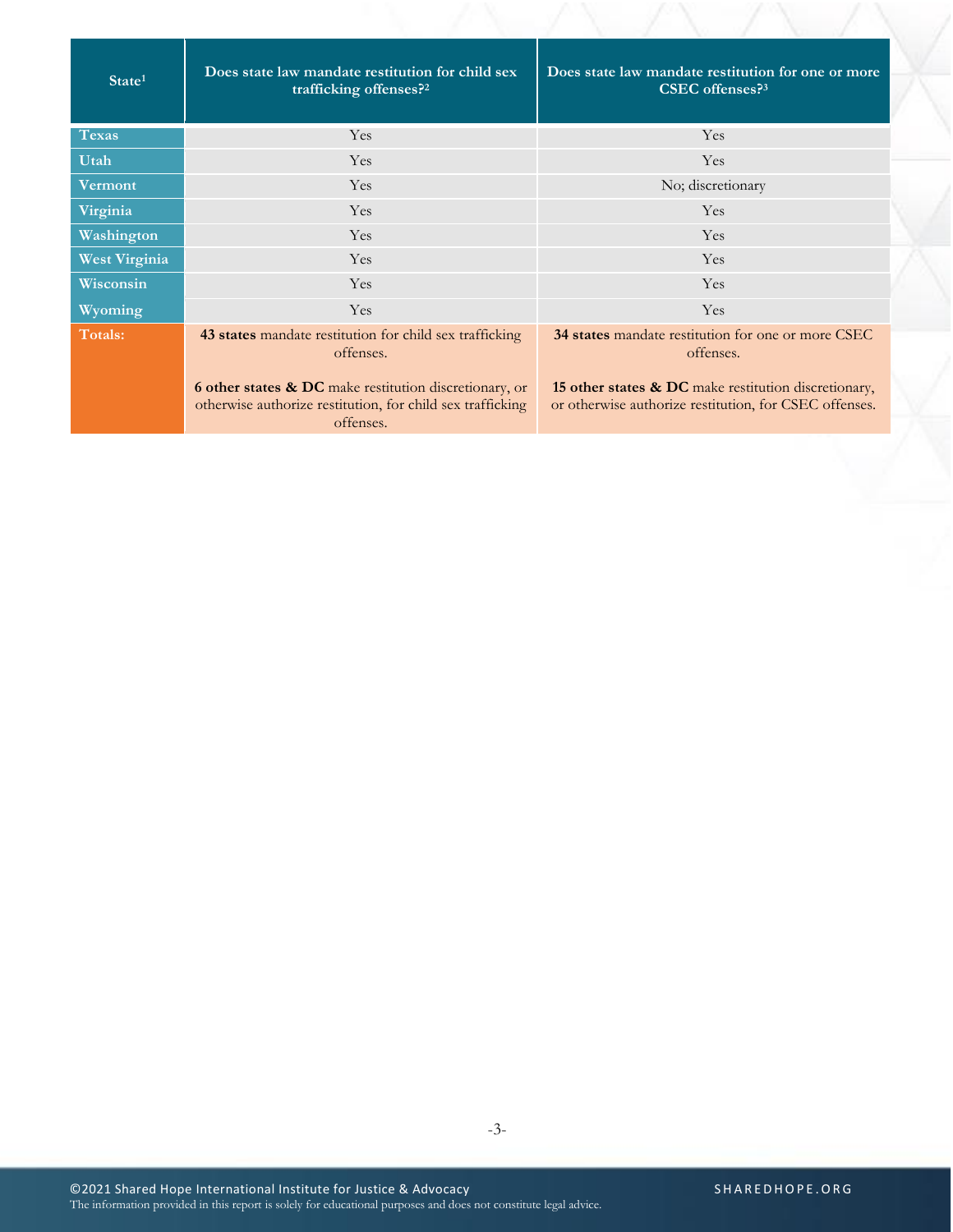| State[1] | Does state law mandate restitution for child sex trafficking offenses?[2] | Does state law mandate restitution for one or more CSEC offenses?[3] |
|---|---|---|
| Texas | Yes | Yes |
| Utah | Yes | Yes |
| Vermont | Yes | No; discretionary |
| Virginia | Yes | Yes |
| Washington | Yes | Yes |
| West Virginia | Yes | Yes |
| Wisconsin | Yes | Yes |
| Wyoming | Yes | Yes |
| Totals: | **43 states** mandate restitution for child sex trafficking offenses.<br><br>**6 other states & DC** make restitution discretionary, or otherwise authorize restitution, for child sex trafficking offenses. | **34 states** mandate restitution for one or more CSEC offenses.<br><br>**15 other states & DC** make restitution discretionary, or otherwise authorize restitution, for CSEC offenses. |

©2021 Shared Hope International Institute for Justice & Advocacy
The information provided in this report is solely for educational purposes and does not constitute legal advice.